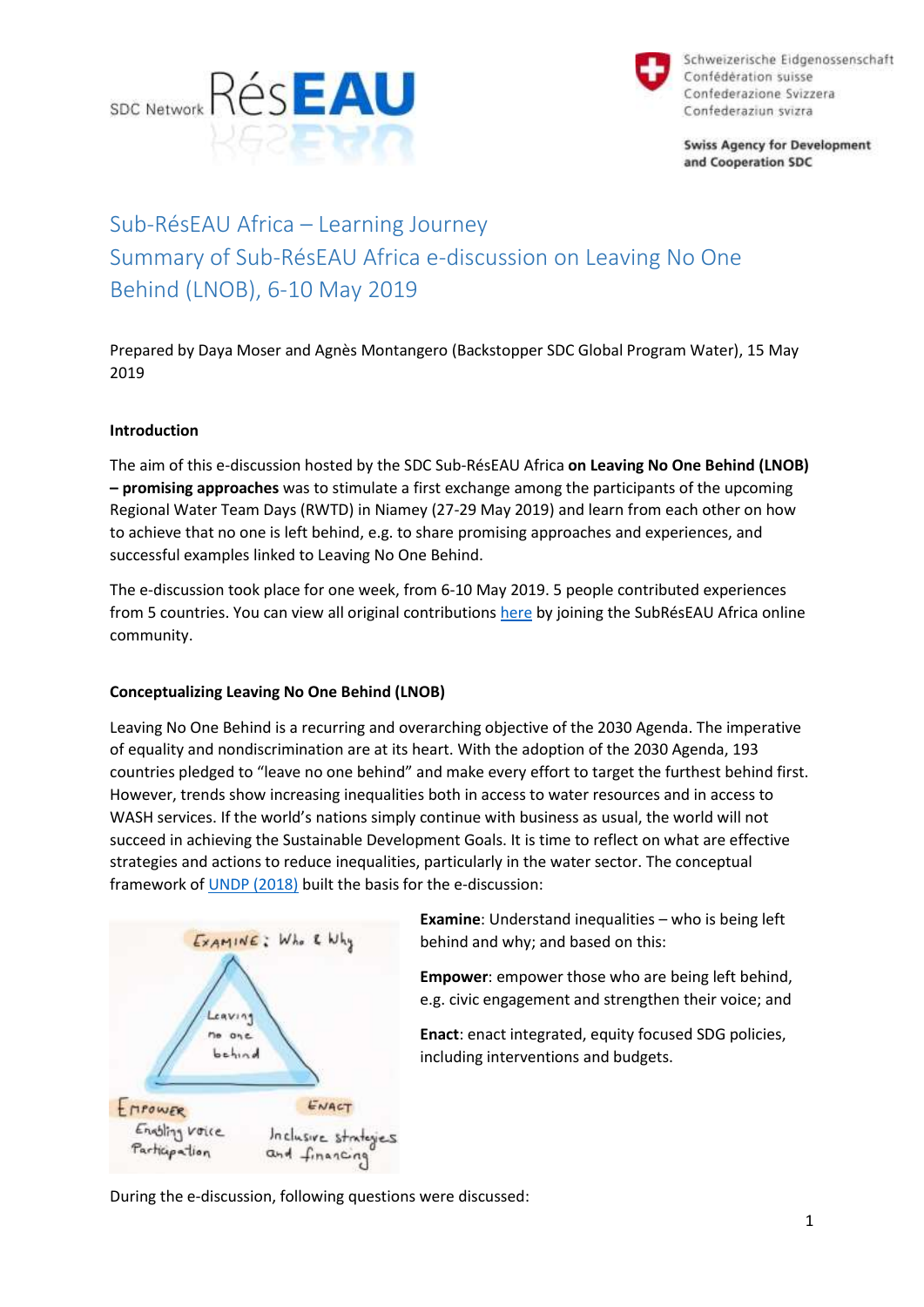SDC Network RésEAU

Schweizerische Eidgenossenschaft
Confédération suisse
Confederazione Svizzera
Confederaziun svizra

**Swiss Agency for Development and Cooperation SDC**

# Sub-RésEAU Africa – Learning Journey
# Summary of Sub-RésEAU Africa e-discussion on Leaving No One Behind (LNOB), 6-10 May 2019

Prepared by Daya Moser and Agnès Montangero (Backstopper SDC Global Program Water), 15 May 2019

**Introduction**

The aim of this e-discussion hosted by the SDC Sub-RésEAU Africa **on Leaving No One Behind (LNOB) – promising approaches** was to stimulate a first exchange among the participants of the upcoming Regional Water Team Days (RWTD) in Niamey (27-29 May 2019) and learn from each other on how to achieve that no one is left behind, e.g. to share promising approaches and experiences, and successful examples linked to Leaving No One Behind.

The e-discussion took place for one week, from 6-10 May 2019. 5 people contributed experiences from 5 countries. You can view all original contributions here by joining the SubRésEAU Africa online community.

**Conceptualizing Leaving No One Behind (LNOB)**

Leaving No One Behind is a recurring and overarching objective of the 2030 Agenda. The imperative of equality and nondiscrimination are at its heart. With the adoption of the 2030 Agenda, 193 countries pledged to "leave no one behind" and make every effort to target the furthest behind first. However, trends show increasing inequalities both in access to water resources and in access to WASH services. If the world's nations simply continue with business as usual, the world will not succeed in achieving the Sustainable Development Goals. It is time to reflect on what are effective strategies and actions to reduce inequalities, particularly in the water sector. The conceptual framework of UNDP (2018) built the basis for the e-discussion:

EXAMINE: Who & Why
Leaving no one behind
EMPOWER: Enabling voice, Participation
ENACT: Inclusive strategies and financing

**Examine**: Understand inequalities – who is being left behind and why; and based on this:

**Empower**: empower those who are being left behind, e.g. civic engagement and strengthen their voice; and

**Enact**: enact integrated, equity focused SDG policies, including interventions and budgets.

During the e-discussion, following questions were discussed: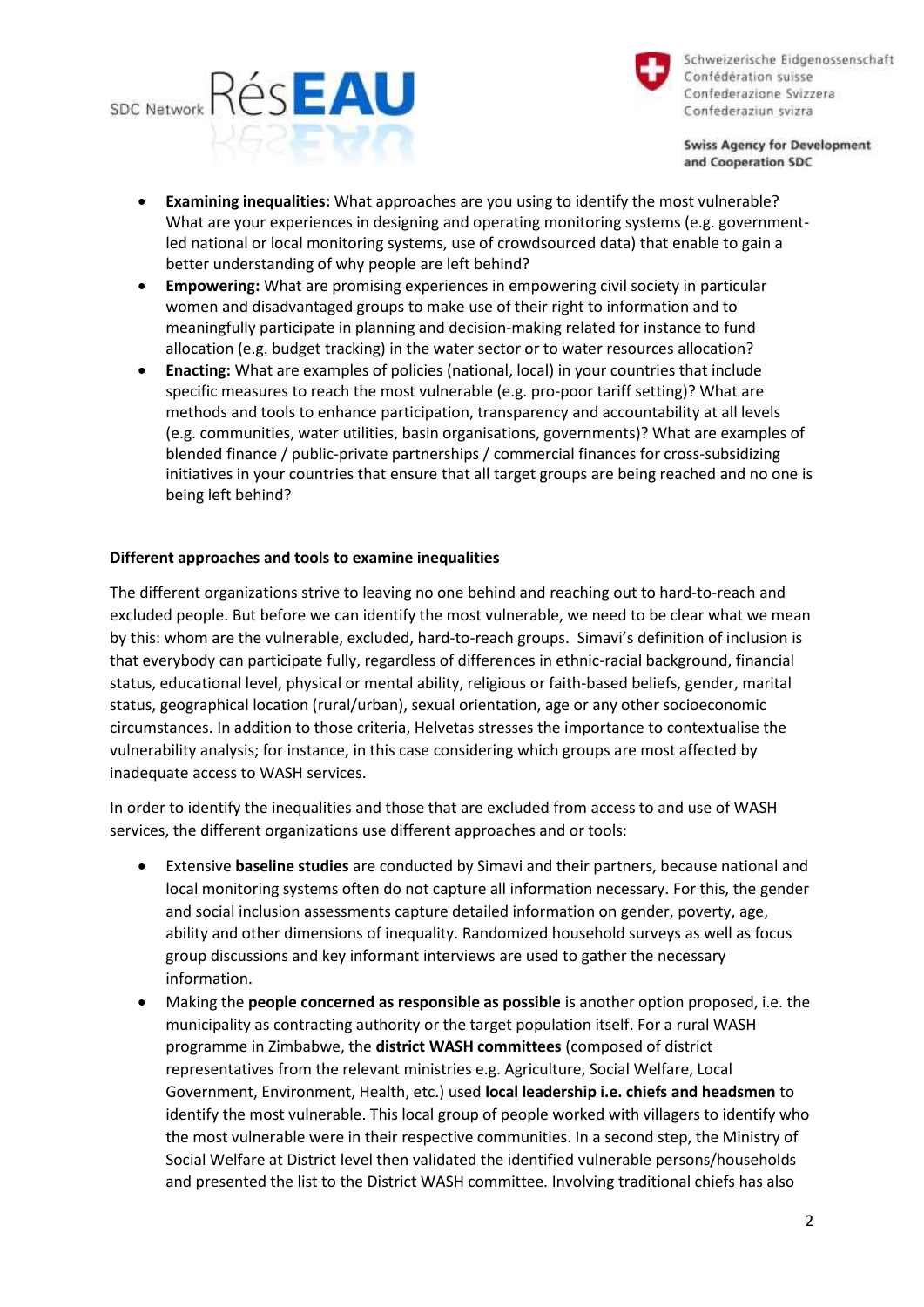- **Examining inequalities:** What approaches are you using to identify the most vulnerable? What are your experiences in designing and operating monitoring systems (e.g. government-led national or local monitoring systems, use of crowdsourced data) that enable to gain a better understanding of why people are left behind?
- **Empowering:** What are promising experiences in empowering civil society in particular women and disadvantaged groups to make use of their right to information and to meaningfully participate in planning and decision-making related for instance to fund allocation (e.g. budget tracking) in the water sector or to water resources allocation?
- **Enacting:** What are examples of policies (national, local) in your countries that include specific measures to reach the most vulnerable (e.g. pro-poor tariff setting)? What are methods and tools to enhance participation, transparency and accountability at all levels (e.g. communities, water utilities, basin organisations, governments)? What are examples of blended finance / public-private partnerships / commercial finances for cross-subsidizing initiatives in your countries that ensure that all target groups are being reached and no one is being left behind?

**Different approaches and tools to examine inequalities**

The different organizations strive to leaving no one behind and reaching out to hard-to-reach and excluded people. But before we can identify the most vulnerable, we need to be clear what we mean by this: whom are the vulnerable, excluded, hard-to-reach groups. Simavi's definition of inclusion is that everybody can participate fully, regardless of differences in ethnic-racial background, financial status, educational level, physical or mental ability, religious or faith-based beliefs, gender, marital status, geographical location (rural/urban), sexual orientation, age or any other socioeconomic circumstances. In addition to those criteria, Helvetas stresses the importance to contextualise the vulnerability analysis; for instance, in this case considering which groups are most affected by inadequate access to WASH services.

In order to identify the inequalities and those that are excluded from access to and use of WASH services, the different organizations use different approaches and or tools:

- Extensive **baseline studies** are conducted by Simavi and their partners, because national and local monitoring systems often do not capture all information necessary. For this, the gender and social inclusion assessments capture detailed information on gender, poverty, age, ability and other dimensions of inequality. Randomized household surveys as well as focus group discussions and key informant interviews are used to gather the necessary information.
- Making the **people concerned as responsible as possible** is another option proposed, i.e. the municipality as contracting authority or the target population itself. For a rural WASH programme in Zimbabwe, the **district WASH committees** (composed of district representatives from the relevant ministries e.g. Agriculture, Social Welfare, Local Government, Environment, Health, etc.) used **local leadership i.e. chiefs and headsmen** to identify the most vulnerable. This local group of people worked with villagers to identify who the most vulnerable were in their respective communities. In a second step, the Ministry of Social Welfare at District level then validated the identified vulnerable persons/households and presented the list to the District WASH committee. Involving traditional chiefs has also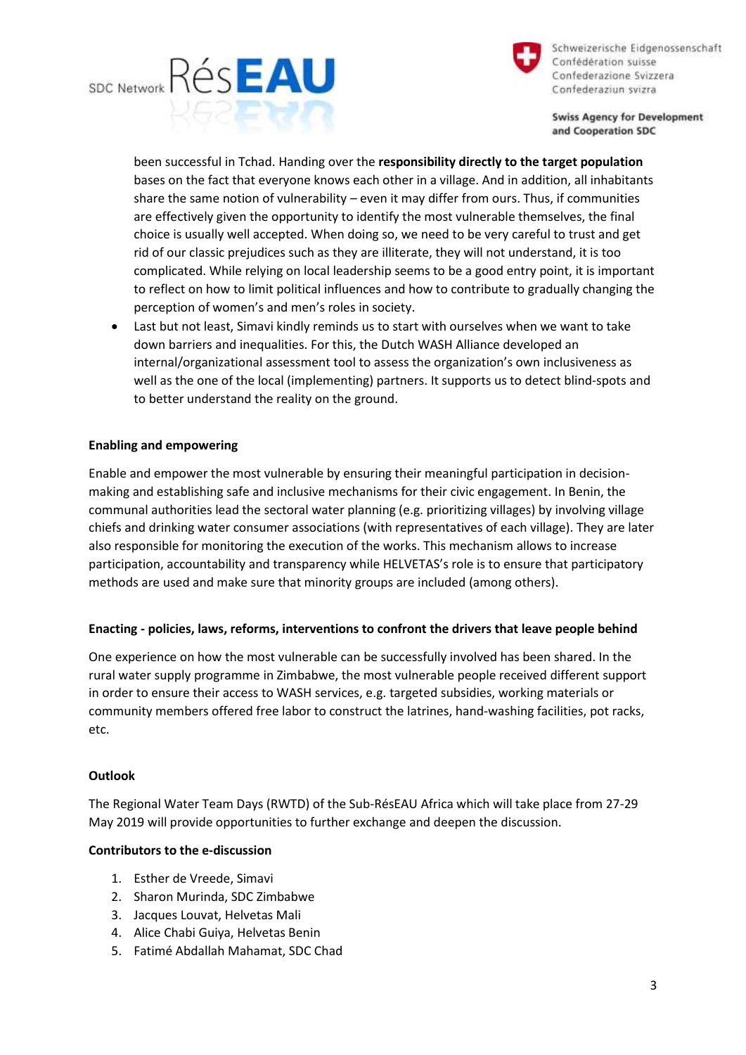been successful in Tchad. Handing over the **responsibility directly to the target population** bases on the fact that everyone knows each other in a village. And in addition, all inhabitants share the same notion of vulnerability – even it may differ from ours. Thus, if communities are effectively given the opportunity to identify the most vulnerable themselves, the final choice is usually well accepted. When doing so, we need to be very careful to trust and get rid of our classic prejudices such as they are illiterate, they will not understand, it is too complicated. While relying on local leadership seems to be a good entry point, it is important to reflect on how to limit political influences and how to contribute to gradually changing the perception of women's and men's roles in society.

- Last but not least, Simavi kindly reminds us to start with ourselves when we want to take down barriers and inequalities. For this, the Dutch WASH Alliance developed an internal/organizational assessment tool to assess the organization's own inclusiveness as well as the one of the local (implementing) partners. It supports us to detect blind-spots and to better understand the reality on the ground.

**Enabling and empowering**

Enable and empower the most vulnerable by ensuring their meaningful participation in decision-making and establishing safe and inclusive mechanisms for their civic engagement. In Benin, the communal authorities lead the sectoral water planning (e.g. prioritizing villages) by involving village chiefs and drinking water consumer associations (with representatives of each village). They are later also responsible for monitoring the execution of the works. This mechanism allows to increase participation, accountability and transparency while HELVETAS's role is to ensure that participatory methods are used and make sure that minority groups are included (among others).

**Enacting - policies, laws, reforms, interventions to confront the drivers that leave people behind**

One experience on how the most vulnerable can be successfully involved has been shared. In the rural water supply programme in Zimbabwe, the most vulnerable people received different support in order to ensure their access to WASH services, e.g. targeted subsidies, working materials or community members offered free labor to construct the latrines, hand-washing facilities, pot racks, etc.

**Outlook**

The Regional Water Team Days (RWTD) of the Sub-RésEAU Africa which will take place from 27-29 May 2019 will provide opportunities to further exchange and deepen the discussion.

**Contributors to the e-discussion**

1. Esther de Vreede, Simavi
2. Sharon Murinda, SDC Zimbabwe
3. Jacques Louvat, Helvetas Mali
4. Alice Chabi Guiya, Helvetas Benin
5. Fatimé Abdallah Mahamat, SDC Chad